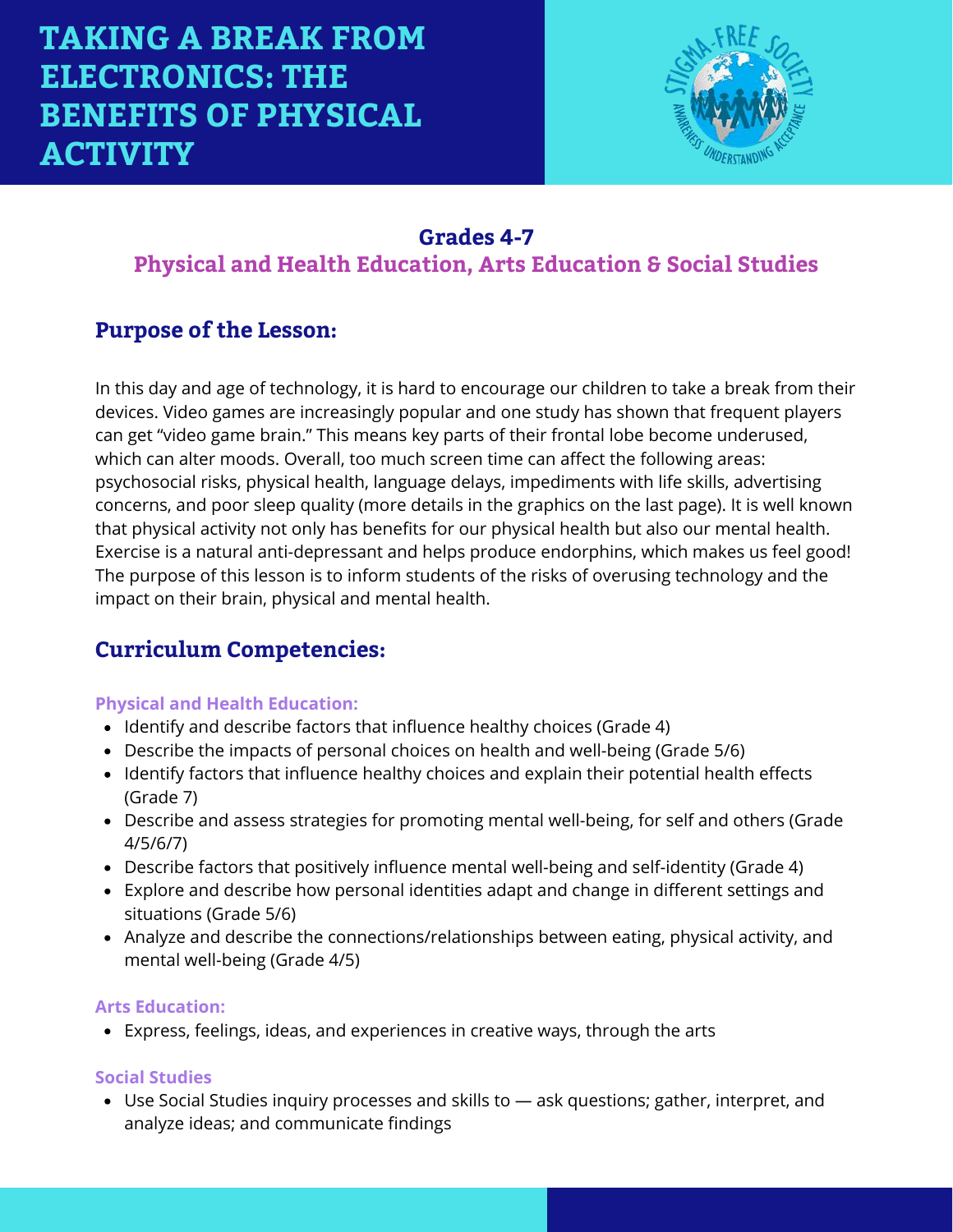# TAKING A BREAK FROM ELECTRONICS: THE BENEFITS OF PHYSICAL ACTIVITY

### Grades 4-7

### Physical and Health Education, Arts Education & Social Studies

## Purpose of the Lesson:

In this day and age of technology, it is hard to encourage our children to take a break from their devices. Video games are increasingly popular and one study has shown that frequent players can get "video game brain." This means key parts of their frontal lobe become underused, which can alter moods. Overall, too much screen time can affect the following areas: psychosocial risks, physical health, language delays, impediments with life skills, advertising concerns, and poor sleep quality (more details in the graphics on the last page). It is well known that physical activity not only has benefits for our physical health but also our mental health. Exercise is a natural anti-depressant and helps produce endorphins, which makes us feel good! The purpose of this lesson is to inform students of the risks of overusing technology and the impact on their brain, physical and mental health.

## Curriculum Competencies:

**Physical and Health Education:**

- Identify and describe factors that influence healthy choices (Grade 4)
- Describe the impacts of personal choices on health and well-being (Grade 5/6)
- Identify factors that influence healthy choices and explain their potential health effects (Grade 7)
- Describe and assess strategies for promoting mental well-being, for self and others (Grade 4/5/6/7)
- Describe factors that positively influence mental well-being and self-identity (Grade 4)
- Explore and describe how personal identities adapt and change in different settings and situations (Grade 5/6)
- Analyze and describe the connections/relationships between eating, physical activity, and mental well-being (Grade 4/5)

**Arts Education:**

- Express, feelings, ideas, and experiences in creative ways, through the arts

**Social Studies**

- Use Social Studies inquiry processes and skills to — ask questions; gather, interpret, and analyze ideas; and communicate findings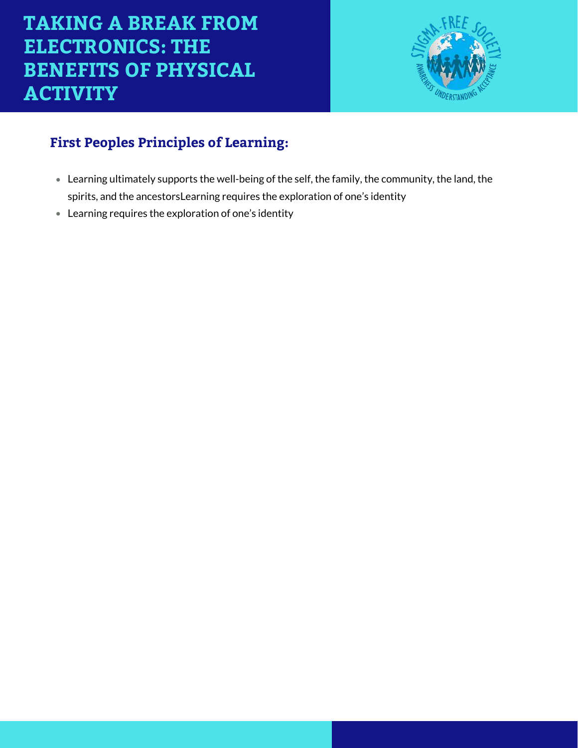# TAKING A BREAK FROM ELECTRONICS: THE BENEFITS OF PHYSICAL ACTIVITY

## First Peoples Principles of Learning:

- Learning ultimately supports the well-being of the self, the family, the community, the land, the spirits, and the ancestorsLearning requires the exploration of one's identity
- Learning requires the exploration of one's identity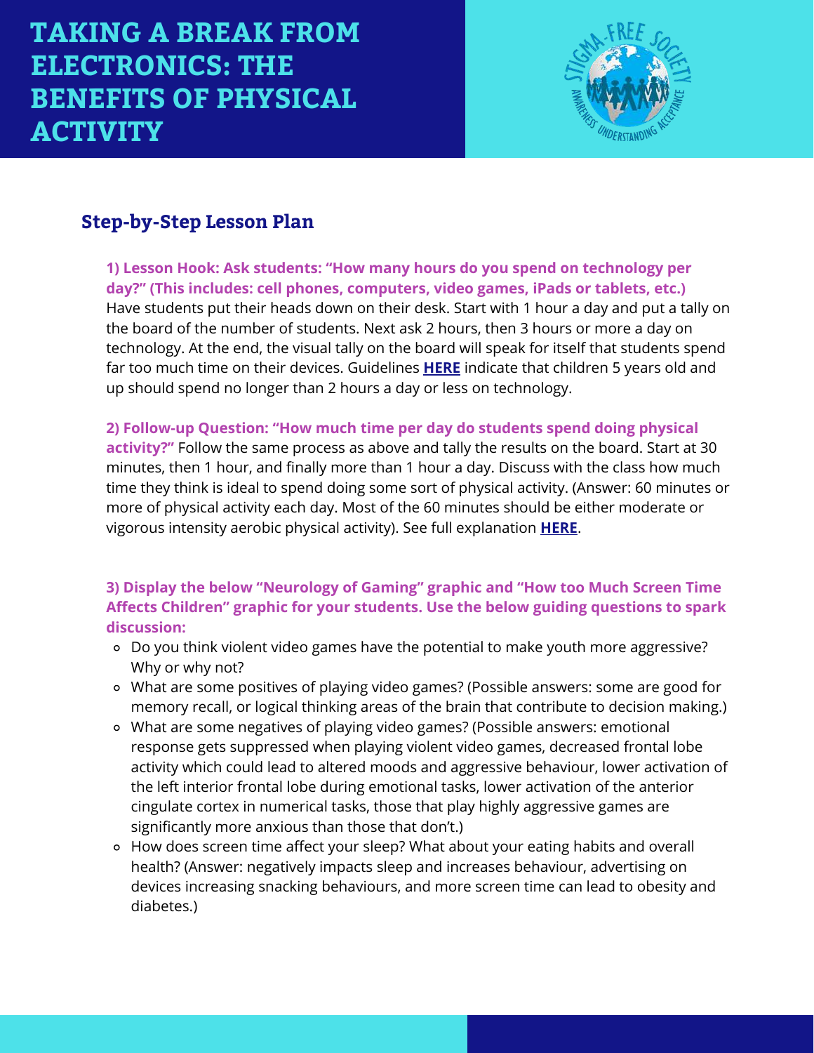# TAKING A BREAK FROM ELECTRONICS: THE BENEFITS OF PHYSICAL ACTIVITY

## Step-by-Step Lesson Plan

**1) Lesson Hook: Ask students: "How many hours do you spend on technology per day?" (This includes: cell phones, computers, video games, iPads or tablets, etc.)** Have students put their heads down on their desk. Start with 1 hour a day and put a tally on the board of the number of students. Next ask 2 hours, then 3 hours or more a day on technology. At the end, the visual tally on the board will speak for itself that students spend far too much time on their devices. Guidelines **HERE** indicate that children 5 years old and up should spend no longer than 2 hours a day or less on technology.

**2) Follow-up Question: "How much time per day do students spend doing physical activity?"** Follow the same process as above and tally the results on the board. Start at 30 minutes, then 1 hour, and finally more than 1 hour a day. Discuss with the class how much time they think is ideal to spend doing some sort of physical activity. (Answer: 60 minutes or more of physical activity each day. Most of the 60 minutes should be either moderate or vigorous intensity aerobic physical activity). See full explanation **HERE**.

**3) Display the below "Neurology of Gaming" graphic and "How too Much Screen Time Affects Children" graphic for your students. Use the below guiding questions to spark discussion:**

- Do you think violent video games have the potential to make youth more aggressive? Why or why not?
- What are some positives of playing video games? (Possible answers: some are good for memory recall, or logical thinking areas of the brain that contribute to decision making.)
- What are some negatives of playing video games? (Possible answers: emotional response gets suppressed when playing violent video games, decreased frontal lobe activity which could lead to altered moods and aggressive behaviour, lower activation of the left interior frontal lobe during emotional tasks, lower activation of the anterior cingulate cortex in numerical tasks, those that play highly aggressive games are significantly more anxious than those that don't.)
- How does screen time affect your sleep? What about your eating habits and overall health? (Answer: negatively impacts sleep and increases behaviour, advertising on devices increasing snacking behaviours, and more screen time can lead to obesity and diabetes.)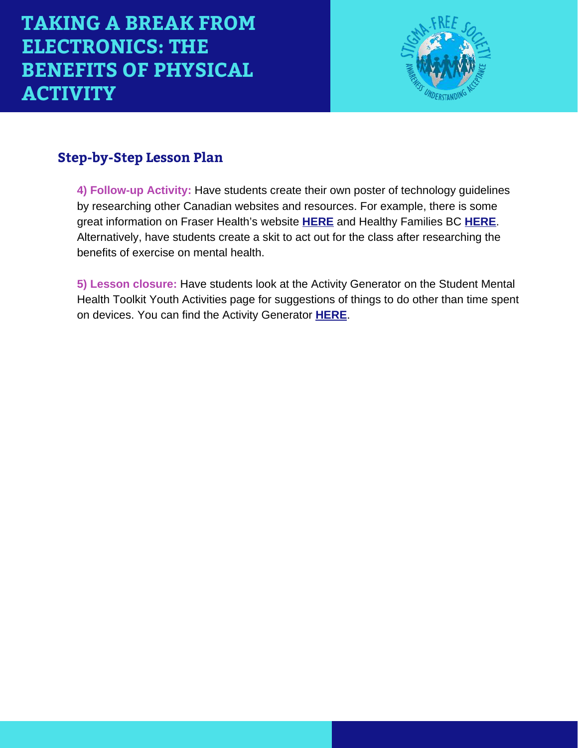# TAKING A BREAK FROM ELECTRONICS: THE BENEFITS OF PHYSICAL ACTIVITY

## Step-by-Step Lesson Plan

**4) Follow-up Activity:** Have students create their own poster of technology guidelines by researching other Canadian websites and resources. For example, there is some great information on Fraser Health's website **HERE** and Healthy Families BC **HERE**. Alternatively, have students create a skit to act out for the class after researching the benefits of exercise on mental health.

**5) Lesson closure:** Have students look at the Activity Generator on the Student Mental Health Toolkit Youth Activities page for suggestions of things to do other than time spent on devices. You can find the Activity Generator **HERE**.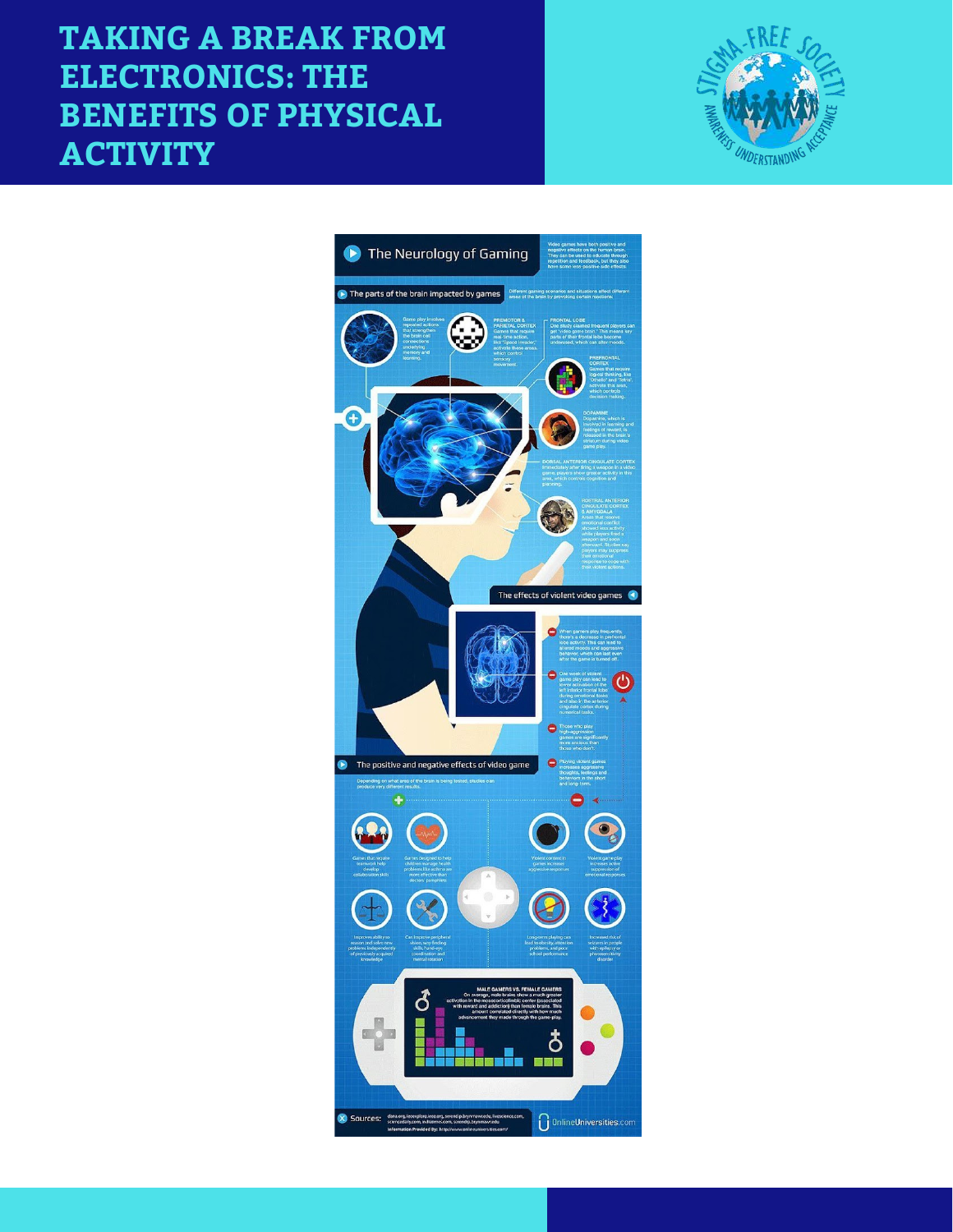# TAKING A BREAK FROM ELECTRONICS: THE BENEFITS OF PHYSICAL ACTIVITY

## The Neurology of Gaming

Video games have both positive and negative effects on the human brain. They can be used to educate through repetition and feedback, but they also have some less positive side effects.

### The parts of the brain impacted by games

Different gaming scenarios and situations affect different areas of the brain by provoking certain reactions:

Game play involves repeated actions that strengthen the brain cell connections underlying memory and learning.

**PREMOTOR & PARIETAL CORTEX**
Games that require real-time action, like "Space Invader," activate these areas, which control sensory movement.

**FRONTAL LOBE**
One study claimed frequent players can get "video game brain." This means key parts of their frontal lobe become underused, which can alter moods.

**PREFRONTAL CORTEX**
Games that require logical thinking, like "Othello" and "Tetris" activate this area, which controls decision making.

**DOPAMINE**
Dopamine, which is involved in learning and feelings of reward, is released in the brain's striatum during video game play.

**DORSAL ANTERIOR CINGULATE CORTEX**
Immediately after firing a weapon in a video game, players show greater activity in this area, which controls cognition and planning.

**ROSTRAL ANTERIOR CINGULATE CORTEX & AMYGDALA**
Areas that resolve emotional conflict showed less activity while players fired a weapon and soon afterward. Studies say players may suppress their emotional responses to cope with their violent actions.

### The effects of violent video games

- When gamers play frequently, there's a decrease in prefrontal lobe activity. This can lead to altered moods and aggressive behavior, which can last even after the game is turned off.
- One week of violent game play can lead to lower activation of the left inferior frontal lobe during emotional tasks and also in the anterior cingulate cortex during numerical tasks.
- Those who play high-aggression games are significantly more anxious than those who don't.
- Playing violent games increases aggressive thoughts, feelings and behaviors in the short and long-term.

### The positive and negative effects of video game

Depending on what area of the brain is being tested, studies can produce very different results.

**Positive (+)**

- Games that require teamwork help develop collaboration skills
- Games designed to help children manage health problems like asthma are more effective than doctors' pamphlets
- Improves ability to reason and solve new problems independently of previously acquired knowledge
- Can improve peripheral vision, any-finding skills, hand-eye coordination and mental rotation

**Negative (−)**

- Violent content in games increases aggressive response
- Violent game play increases active suppression of emotional responses
- Long-term playing can lead to obesity, attention problems, and poor school performance
- Increased risk of seizures in people with epilepsy or photosensitivity disorder

**MALE GAMERS VS. FEMALE GAMERS**
On average, male brains show a much greater activation in the mesocorticolimbic center (associated with reward and addiction) than female brains. This amount correlated directly with how much advancement they made through the game-play.

Sources: dana.org, learnignfor.wsu.org, serendip.brynmawr.edu, livescience.com, sciencedaily.com, indiatimes.com, serendip.brynmawr.edu
Information Provided By: http://www.onlineuniversities.com/

OnlineUniversities.com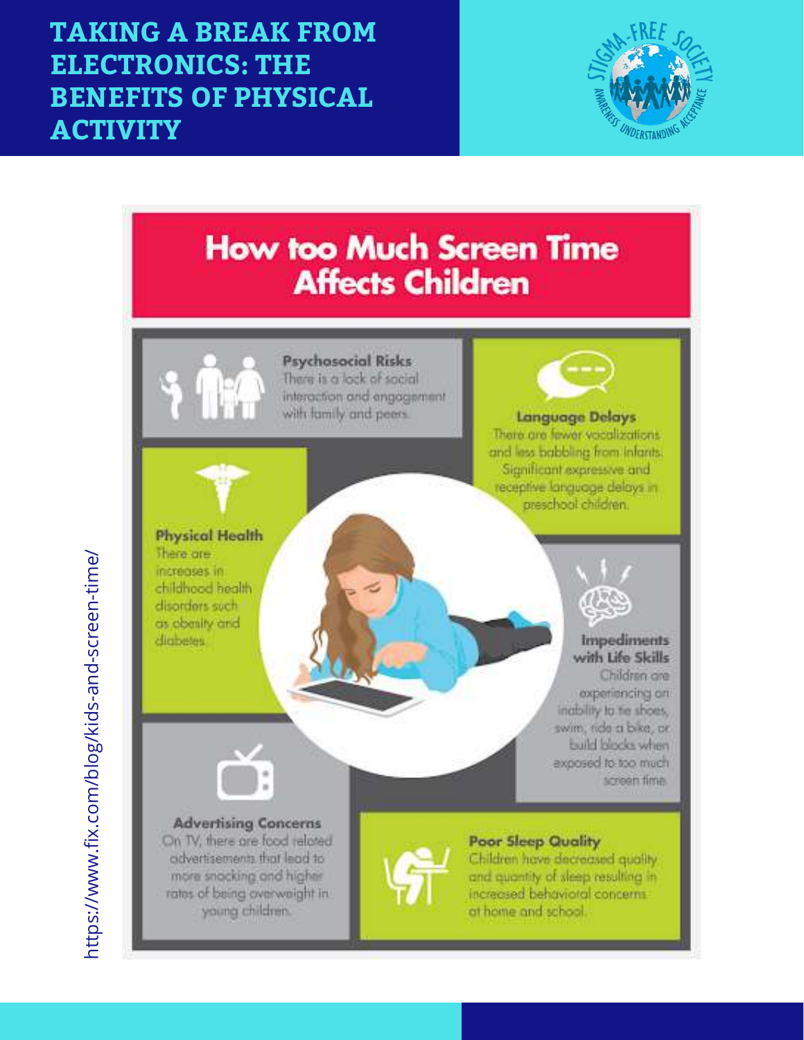# TAKING A BREAK FROM ELECTRONICS: THE BENEFITS OF PHYSICAL ACTIVITY

## How too Much Screen Time Affects Children

**Psychosocial Risks**
There is a lack of social interaction and engagement with family and peers.

**Language Delays**
There are fewer vocalizations and less babbling from infants. Significant expressive and receptive language delays in preschool children.

**Physical Health**
There are increases in childhood health disorders such as obesity and diabetes.

**Impediments with Life Skills**
Children are experiencing an inability to tie shoes, swim, ride a bike, or build blocks when exposed to too much screen time

**Advertising Concerns**
On TV, there are food related advertisements that lead to more snacking and higher rates of being overweight in young children.

**Poor Sleep Quality**
Children have decreased quality and quantity of sleep resulting in increased behavioral concerns at home and school.

https://www.fix.com/blog/kids-and-screen-time/